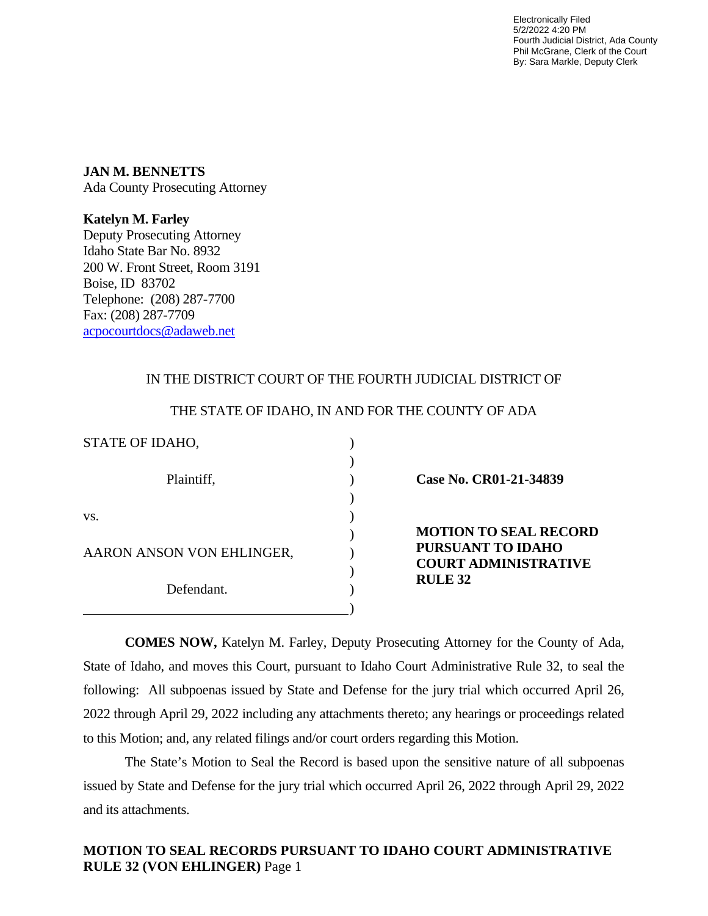Electronically Filed
5/2/2022 4:20 PM
Fourth Judicial District, Ada County
Phil McGrane, Clerk of the Court
By: Sara Markle, Deputy Clerk

**JAN M. BENNETTS**
Ada County Prosecuting Attorney

**Katelyn M. Farley**
Deputy Prosecuting Attorney
Idaho State Bar No. 8932
200 W. Front Street, Room 3191
Boise, ID 83702
Telephone: (208) 287-7700
Fax: (208) 287-7709
acpocourtdocs@adaweb.net

IN THE DISTRICT COURT OF THE FOURTH JUDICIAL DISTRICT OF

THE STATE OF IDAHO, IN AND FOR THE COUNTY OF ADA

| | | |
|---|---|---|
| STATE OF IDAHO, | ) | |
| Plaintiff, | ) | **Case No. CR01-21-34839** |
| vs. | ) | |
| AARON ANSON VON EHLINGER, | ) | **MOTION TO SEAL RECORD PURSUANT TO IDAHO COURT ADMINISTRATIVE RULE 32** |
| Defendant. | ) | |

**COMES NOW,** Katelyn M. Farley, Deputy Prosecuting Attorney for the County of Ada, State of Idaho, and moves this Court, pursuant to Idaho Court Administrative Rule 32, to seal the following: All subpoenas issued by State and Defense for the jury trial which occurred April 26, 2022 through April 29, 2022 including any attachments thereto; any hearings or proceedings related to this Motion; and, any related filings and/or court orders regarding this Motion.

The State's Motion to Seal the Record is based upon the sensitive nature of all subpoenas issued by State and Defense for the jury trial which occurred April 26, 2022 through April 29, 2022 and its attachments.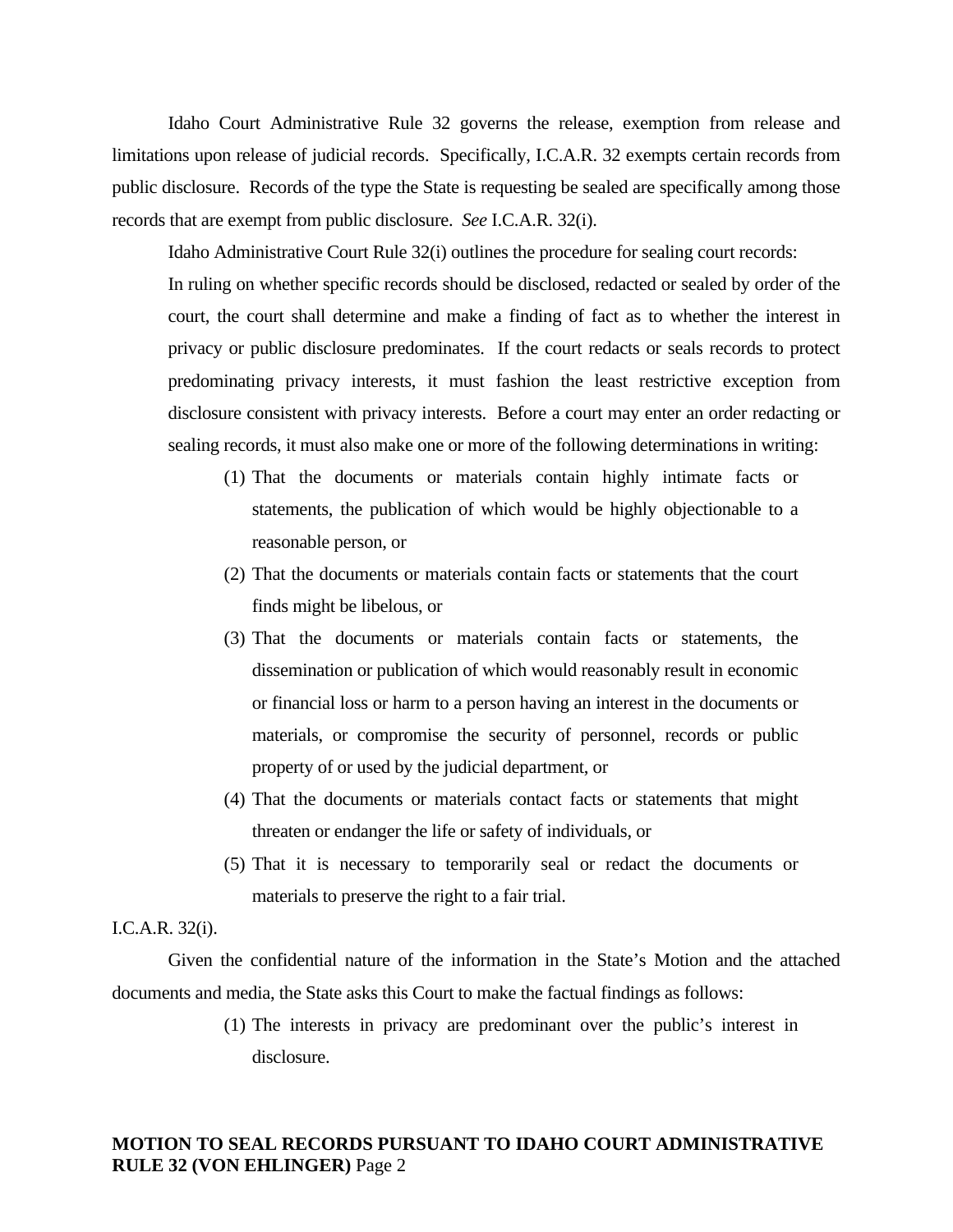Idaho Court Administrative Rule 32 governs the release, exemption from release and limitations upon release of judicial records. Specifically, I.C.A.R. 32 exempts certain records from public disclosure. Records of the type the State is requesting be sealed are specifically among those records that are exempt from public disclosure. *See* I.C.A.R. 32(i).

Idaho Administrative Court Rule 32(i) outlines the procedure for sealing court records:

> In ruling on whether specific records should be disclosed, redacted or sealed by order of the court, the court shall determine and make a finding of fact as to whether the interest in privacy or public disclosure predominates. If the court redacts or seals records to protect predominating privacy interests, it must fashion the least restrictive exception from disclosure consistent with privacy interests. Before a court may enter an order redacting or sealing records, it must also make one or more of the following determinations in writing:
>
> (1) That the documents or materials contain highly intimate facts or statements, the publication of which would be highly objectionable to a reasonable person, or
>
> (2) That the documents or materials contain facts or statements that the court finds might be libelous, or
>
> (3) That the documents or materials contain facts or statements, the dissemination or publication of which would reasonably result in economic or financial loss or harm to a person having an interest in the documents or materials, or compromise the security of personnel, records or public property of or used by the judicial department, or
>
> (4) That the documents or materials contact facts or statements that might threaten or endanger the life or safety of individuals, or
>
> (5) That it is necessary to temporarily seal or redact the documents or materials to preserve the right to a fair trial.

I.C.A.R. 32(i).

Given the confidential nature of the information in the State's Motion and the attached documents and media, the State asks this Court to make the factual findings as follows:

> (1) The interests in privacy are predominant over the public's interest in disclosure.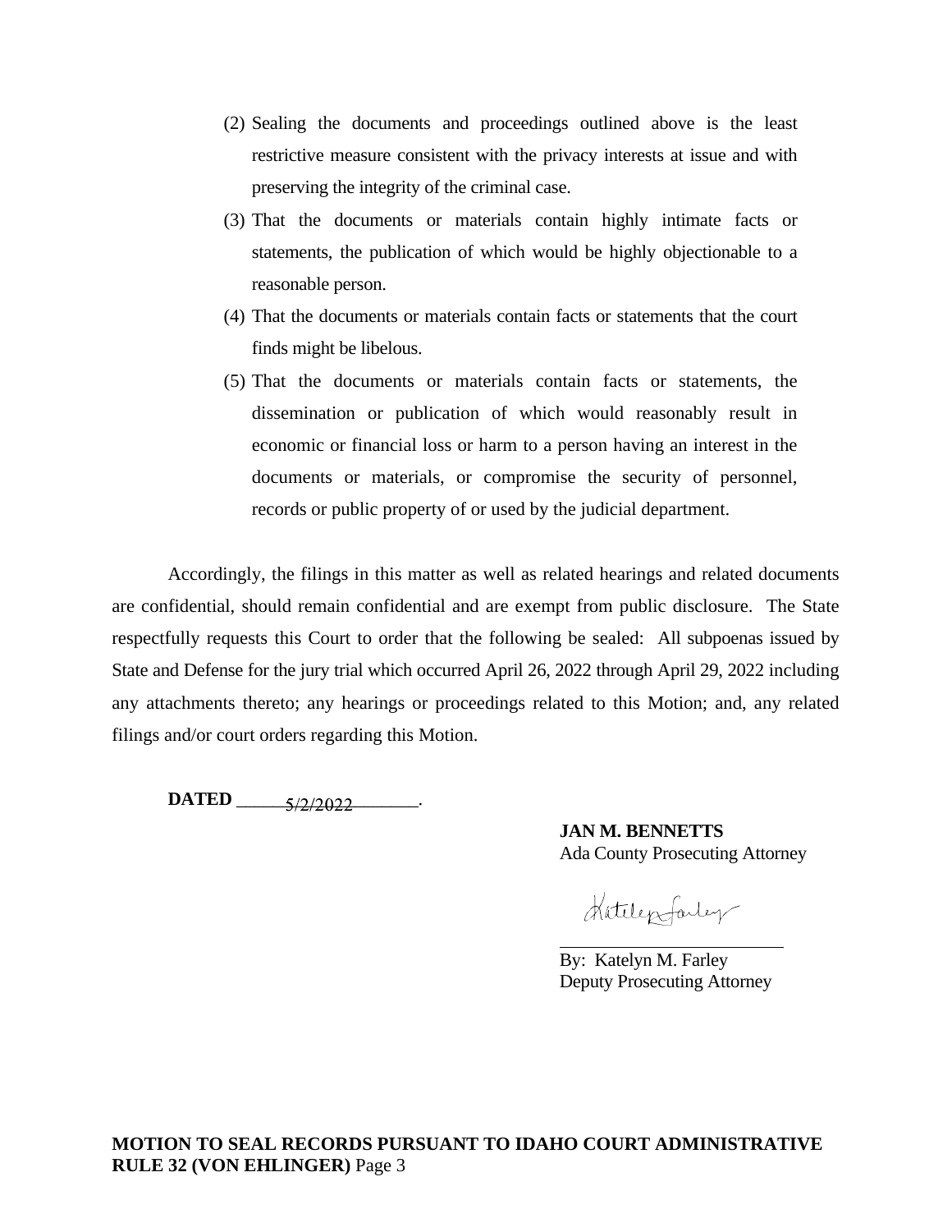(2) Sealing the documents and proceedings outlined above is the least restrictive measure consistent with the privacy interests at issue and with preserving the integrity of the criminal case.

(3) That the documents or materials contain highly intimate facts or statements, the publication of which would be highly objectionable to a reasonable person.

(4) That the documents or materials contain facts or statements that the court finds might be libelous.

(5) That the documents or materials contain facts or statements, the dissemination or publication of which would reasonably result in economic or financial loss or harm to a person having an interest in the documents or materials, or compromise the security of personnel, records or public property of or used by the judicial department.

Accordingly, the filings in this matter as well as related hearings and related documents are confidential, should remain confidential and are exempt from public disclosure. The State respectfully requests this Court to order that the following be sealed: All subpoenas issued by State and Defense for the jury trial which occurred April 26, 2022 through April 29, 2022 including any attachments thereto; any hearings or proceedings related to this Motion; and, any related filings and/or court orders regarding this Motion.

**DATED** 5/2/2022.

**JAN M. BENNETTS**
Ada County Prosecuting Attorney

By: Katelyn M. Farley
Deputy Prosecuting Attorney

**MOTION TO SEAL RECORDS PURSUANT TO IDAHO COURT ADMINISTRATIVE RULE 32 (VON EHLINGER)**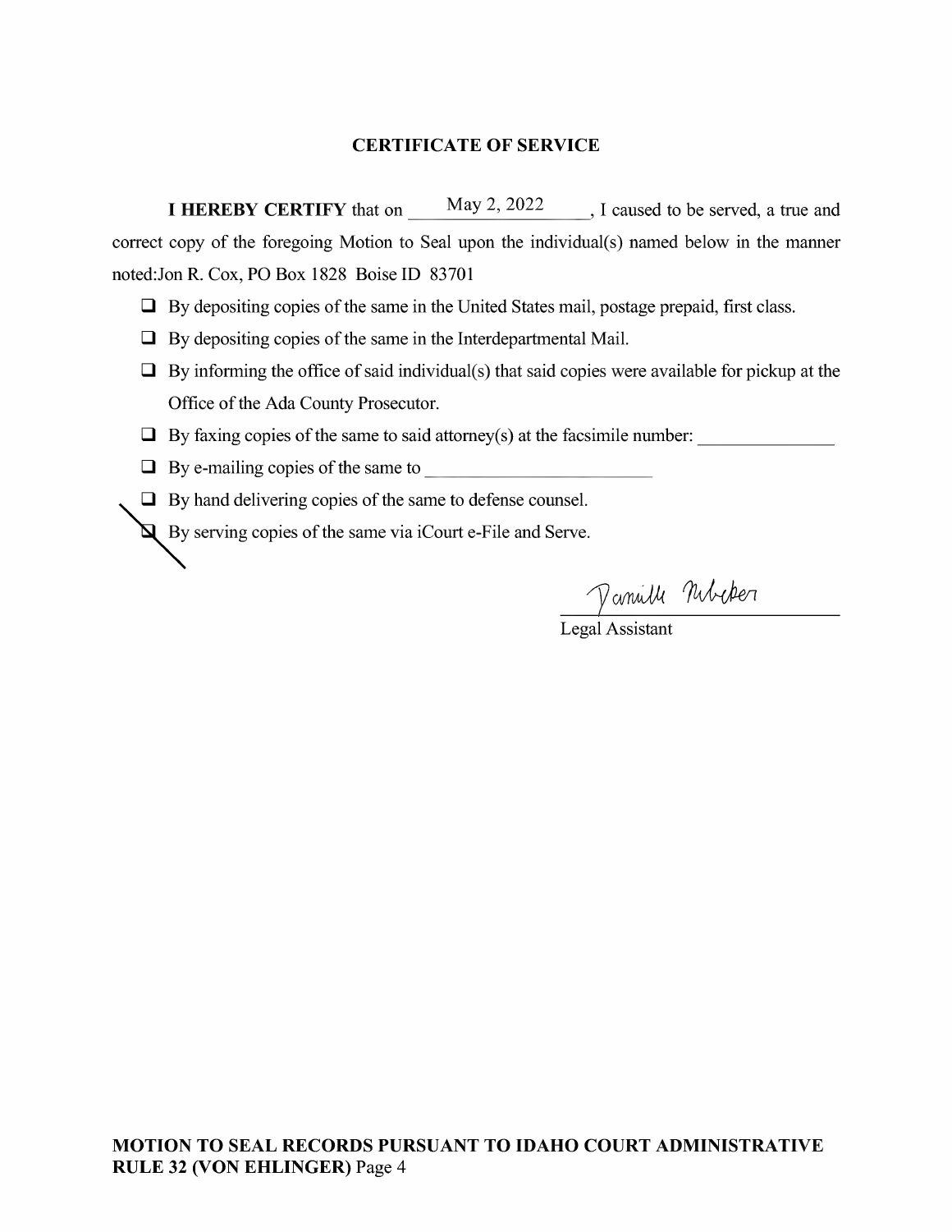## CERTIFICATE OF SERVICE

**I HEREBY CERTIFY** that on May 2, 2022, I caused to be served, a true and correct copy of the foregoing Motion to Seal upon the individual(s) named below in the manner noted:Jon R. Cox, PO Box 1828 Boise ID 83701

- ☐ By depositing copies of the same in the United States mail, postage prepaid, first class.
- ☐ By depositing copies of the same in the Interdepartmental Mail.
- ☐ By informing the office of said individual(s) that said copies were available for pickup at the Office of the Ada County Prosecutor.
- ☐ By faxing copies of the same to said attorney(s) at the facsimile number: ______________
- ☐ By e-mailing copies of the same to ________________________
- ☐ By hand delivering copies of the same to defense counsel.
- ☒ By serving copies of the same via iCourt e-File and Serve.

Danielle Nebeker
Legal Assistant

**MOTION TO SEAL RECORDS PURSUANT TO IDAHO COURT ADMINISTRATIVE RULE 32 (VON EHLINGER)** Page 4